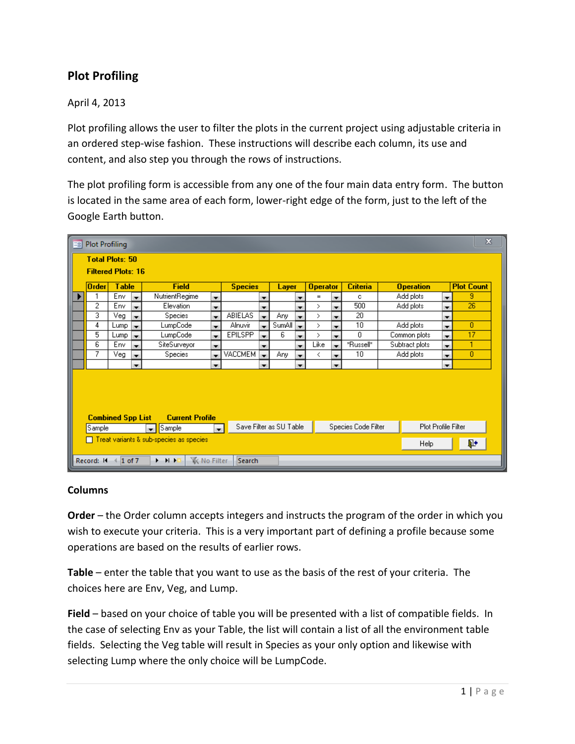## Plot Profiling

April 4, 2013

Plot profiling allows the user to filter the plots in the current project using adjustable criteria in an ordered step-wise fashion. These instructions will describe each column, its use and content, and also step you through the rows of instructions.

The plot profiling form is accessible from any one of the four main data entry form. The button is located in the same area of each form, lower-right edge of the form, just to the left of the Google Earth button.

Plot Profiling

Total Plots: 50

Filtered Plots: 16

| Order | Table | Field | Species | Layer | Operator | Criteria | Operation | Plot Count |
|---|---|---|---|---|---|---|---|---|
| 1 | Env | NutrientRegime | | | = | c | Add plots | 9 |
| 2 | Env | Elevation | | | > | 500 | Add plots | 26 |
| 3 | Veg | Species | ABIELAS | Any | > | 20 | | |
| 4 | Lump | LumpCode | Alnuvir | SumAll | > | 10 | Add plots | 0 |
| 5 | Lump | LumpCode | EPILSPP | 6 | > | 0 | Common plots | 17 |
| 6 | Env | SiteSurveyor | | | Like | *Russell* | Subtract plots | 1 |
| 7 | Veg | Species | VACCMEM | Any | < | 10 | Add plots | 0 |

Combined Spp List: Sample | Current Profile: Sample | Save Filter as SU Table | Species Code Filter | Plot Profile Filter

☐ Treat variants & sub-species as species

Help

Record: 1 of 7 | No Filter | Search

### Columns

**Order** – the Order column accepts integers and instructs the program of the order in which you wish to execute your criteria. This is a very important part of defining a profile because some operations are based on the results of earlier rows.

**Table** – enter the table that you want to use as the basis of the rest of your criteria. The choices here are Env, Veg, and Lump.

**Field** – based on your choice of table you will be presented with a list of compatible fields. In the case of selecting Env as your Table, the list will contain a list of all the environment table fields. Selecting the Veg table will result in Species as your only option and likewise with selecting Lump where the only choice will be LumpCode.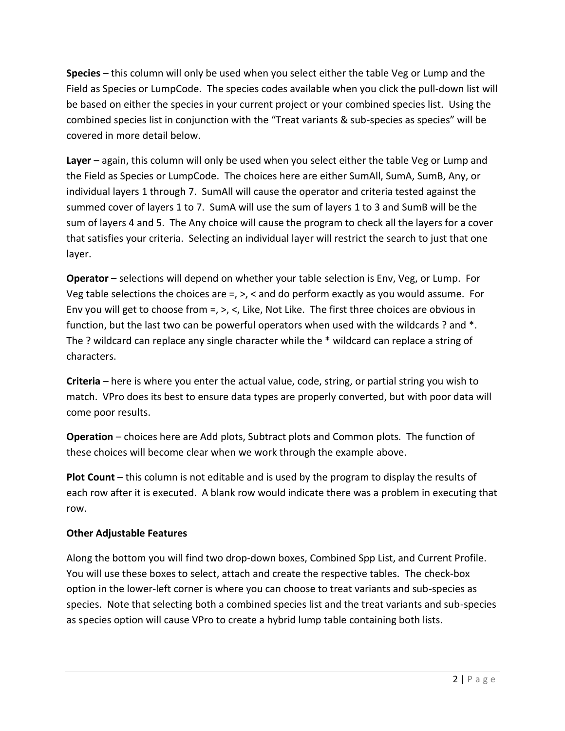**Species** – this column will only be used when you select either the table Veg or Lump and the Field as Species or LumpCode. The species codes available when you click the pull-down list will be based on either the species in your current project or your combined species list. Using the combined species list in conjunction with the "Treat variants & sub-species as species" will be covered in more detail below.

**Layer** – again, this column will only be used when you select either the table Veg or Lump and the Field as Species or LumpCode. The choices here are either SumAll, SumA, SumB, Any, or individual layers 1 through 7. SumAll will cause the operator and criteria tested against the summed cover of layers 1 to 7. SumA will use the sum of layers 1 to 3 and SumB will be the sum of layers 4 and 5. The Any choice will cause the program to check all the layers for a cover that satisfies your criteria. Selecting an individual layer will restrict the search to just that one layer.

**Operator** – selections will depend on whether your table selection is Env, Veg, or Lump. For Veg table selections the choices are =, >, < and do perform exactly as you would assume. For Env you will get to choose from =, >, <, Like, Not Like. The first three choices are obvious in function, but the last two can be powerful operators when used with the wildcards ? and *. The ? wildcard can replace any single character while the * wildcard can replace a string of characters.

**Criteria** – here is where you enter the actual value, code, string, or partial string you wish to match. VPro does its best to ensure data types are properly converted, but with poor data will come poor results.

**Operation** – choices here are Add plots, Subtract plots and Common plots. The function of these choices will become clear when we work through the example above.

**Plot Count** – this column is not editable and is used by the program to display the results of each row after it is executed. A blank row would indicate there was a problem in executing that row.

**Other Adjustable Features**

Along the bottom you will find two drop-down boxes, Combined Spp List, and Current Profile. You will use these boxes to select, attach and create the respective tables. The check-box option in the lower-left corner is where you can choose to treat variants and sub-species as species. Note that selecting both a combined species list and the treat variants and sub-species as species option will cause VPro to create a hybrid lump table containing both lists.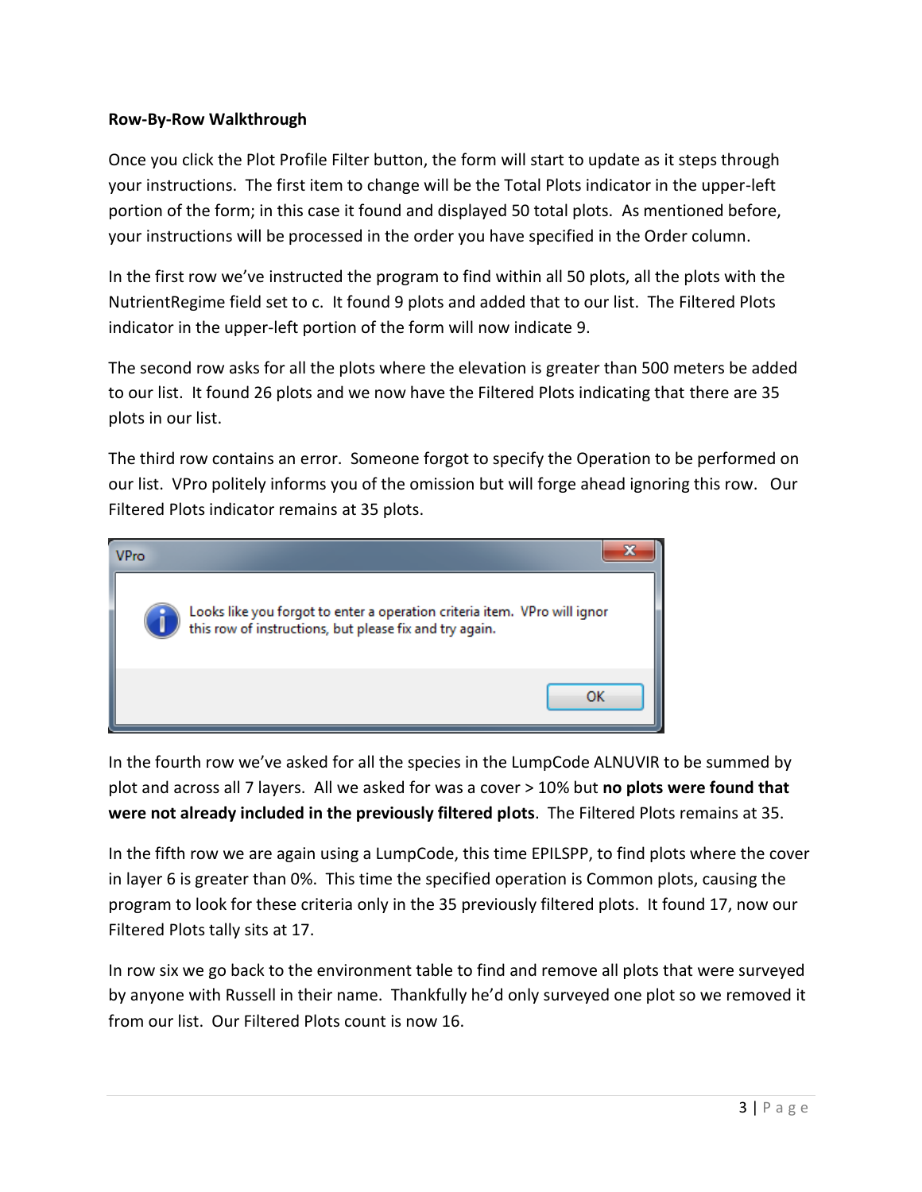**Row-By-Row Walkthrough**

Once you click the Plot Profile Filter button, the form will start to update as it steps through your instructions. The first item to change will be the Total Plots indicator in the upper-left portion of the form; in this case it found and displayed 50 total plots. As mentioned before, your instructions will be processed in the order you have specified in the Order column.

In the first row we've instructed the program to find within all 50 plots, all the plots with the NutrientRegime field set to c. It found 9 plots and added that to our list. The Filtered Plots indicator in the upper-left portion of the form will now indicate 9.

The second row asks for all the plots where the elevation is greater than 500 meters be added to our list. It found 26 plots and we now have the Filtered Plots indicating that there are 35 plots in our list.

The third row contains an error. Someone forgot to specify the Operation to be performed on our list. VPro politely informs you of the omission but will forge ahead ignoring this row. Our Filtered Plots indicator remains at 35 plots.

> VPro
>
> Looks like you forgot to enter a operation criteria item. VPro will ignor this row of instructions, but please fix and try again.
>
> OK

In the fourth row we've asked for all the species in the LumpCode ALNUVIR to be summed by plot and across all 7 layers. All we asked for was a cover > 10% but **no plots were found that were not already included in the previously filtered plots**. The Filtered Plots remains at 35.

In the fifth row we are again using a LumpCode, this time EPILSPP, to find plots where the cover in layer 6 is greater than 0%. This time the specified operation is Common plots, causing the program to look for these criteria only in the 35 previously filtered plots. It found 17, now our Filtered Plots tally sits at 17.

In row six we go back to the environment table to find and remove all plots that were surveyed by anyone with Russell in their name. Thankfully he'd only surveyed one plot so we removed it from our list. Our Filtered Plots count is now 16.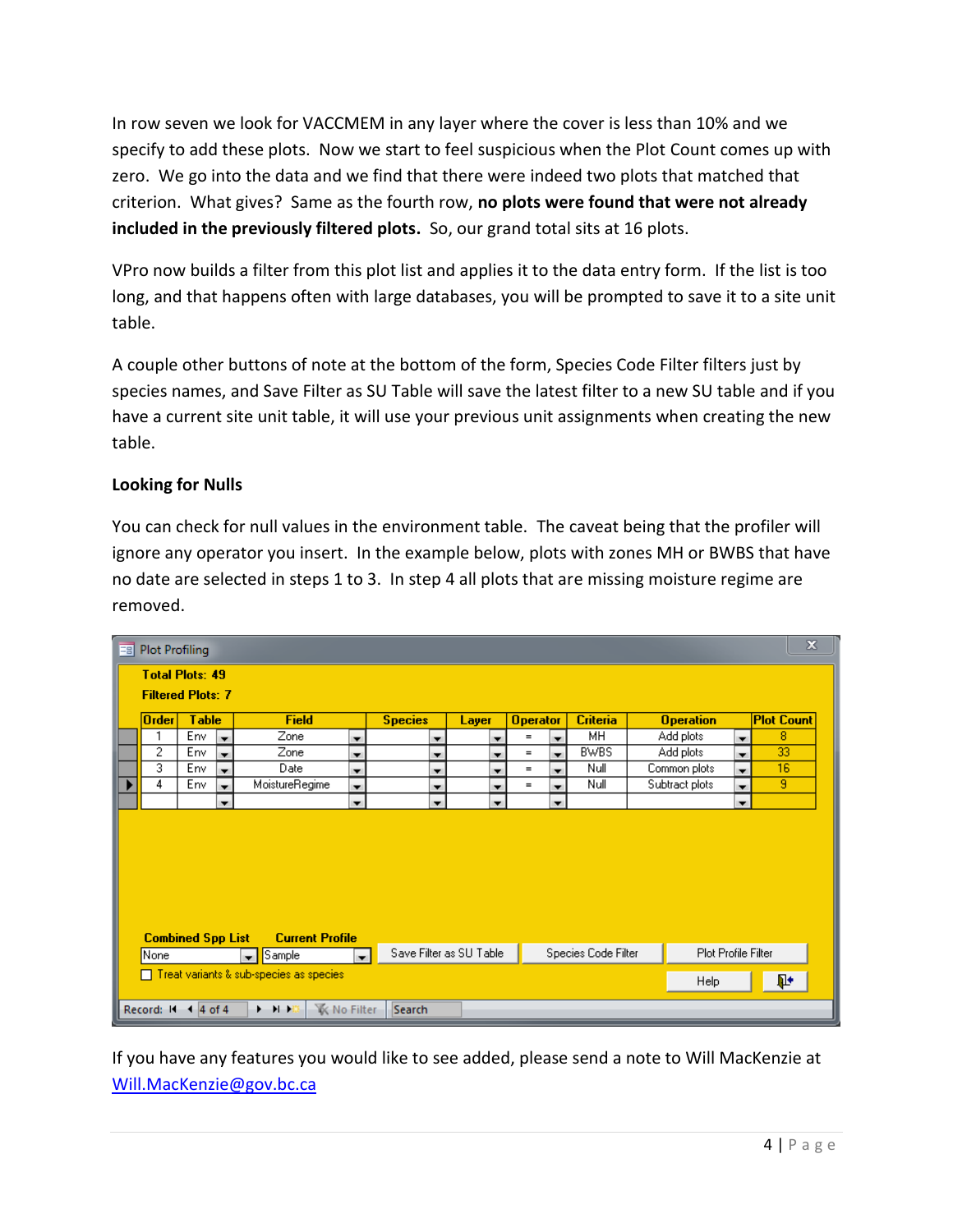In row seven we look for VACCMEM in any layer where the cover is less than 10% and we specify to add these plots. Now we start to feel suspicious when the Plot Count comes up with zero. We go into the data and we find that there were indeed two plots that matched that criterion. What gives? Same as the fourth row, **no plots were found that were not already included in the previously filtered plots.** So, our grand total sits at 16 plots.

VPro now builds a filter from this plot list and applies it to the data entry form. If the list is too long, and that happens often with large databases, you will be prompted to save it to a site unit table.

A couple other buttons of note at the bottom of the form, Species Code Filter filters just by species names, and Save Filter as SU Table will save the latest filter to a new SU table and if you have a current site unit table, it will use your previous unit assignments when creating the new table.

### Looking for Nulls

You can check for null values in the environment table. The caveat being that the profiler will ignore any operator you insert. In the example below, plots with zones MH or BWBS that have no date are selected in steps 1 to 3. In step 4 all plots that are missing moisture regime are removed.

Plot Profiling

Total Plots: 49

Filtered Plots: 7

| Order | Table | Field | Species | Layer | Operator | Criteria | Operation | Plot Count |
|---|---|---|---|---|---|---|---|---|
| 1 | Env | Zone | | | = | MH | Add plots | 8 |
| 2 | Env | Zone | | | = | BWBS | Add plots | 33 |
| 3 | Env | Date | | | = | Null | Common plots | 16 |
| 4 | Env | MoistureRegime | | | = | Null | Subtract plots | 9 |

Combined Spp List: None

Current Profile: Sample

Treat variants & sub-species as species

Save Filter as SU Table | Species Code Filter | Plot Profile Filter | Help

Record: 4 of 4 | No Filter | Search

If you have any features you would like to see added, please send a note to Will MacKenzie at [Will.MacKenzie@gov.bc.ca](mailto:Will.MacKenzie@gov.bc.ca)